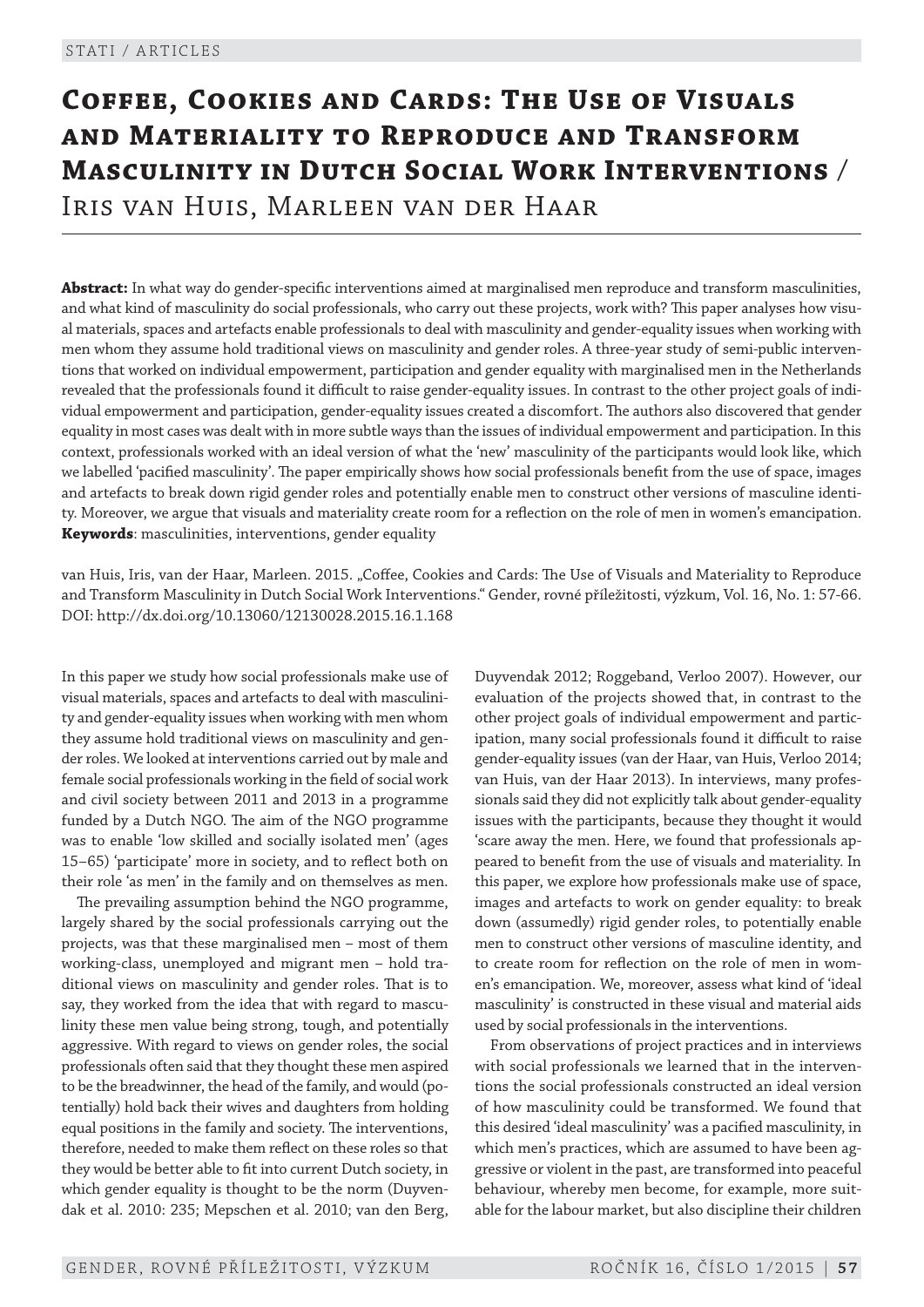# Coffee, Cookies and Cards: The Use of Visuals and Materiality to Reproduce and Transform Masculinity in Dutch Social Work Interventions / Iris van Huis, Marleen van der Haar

**Abstract:** In what way do gender-specific interventions aimed at marginalised men reproduce and transform masculinities, and what kind of masculinity do social professionals, who carry out these projects, work with? This paper analyses how visual materials, spaces and artefacts enable professionals to deal with masculinity and gender-equality issues when working with men whom they assume hold traditional views on masculinity and gender roles. A three-year study of semi-public interventions that worked on individual empowerment, participation and gender equality with marginalised men in the Netherlands revealed that the professionals found it difficult to raise gender-equality issues. In contrast to the other project goals of individual empowerment and participation, gender-equality issues created a discomfort. The authors also discovered that gender equality in most cases was dealt with in more subtle ways than the issues of individual empowerment and participation. In this context, professionals worked with an ideal version of what the 'new' masculinity of the participants would look like, which we labelled 'pacified masculinity'. The paper empirically shows how social professionals benefit from the use of space, images and artefacts to break down rigid gender roles and potentially enable men to construct other versions of masculine identity. Moreover, we argue that visuals and materiality create room for a reflection on the role of men in women's emancipation.
**Keywords**: masculinities, interventions, gender equality

van Huis, Iris, van der Haar, Marleen. 2015. „Coffee, Cookies and Cards: The Use of Visuals and Materiality to Reproduce and Transform Masculinity in Dutch Social Work Interventions." Gender, rovné příležitosti, výzkum, Vol. 16, No. 1: 57-66. DOI: http://dx.doi.org/10.13060/12130028.2015.16.1.168

In this paper we study how social professionals make use of visual materials, spaces and artefacts to deal with masculinity and gender-equality issues when working with men whom they assume hold traditional views on masculinity and gender roles. We looked at interventions carried out by male and female social professionals working in the field of social work and civil society between 2011 and 2013 in a programme funded by a Dutch NGO. The aim of the NGO programme was to enable 'low skilled and socially isolated men' (ages 15–65) 'participate' more in society, and to reflect both on their role 'as men' in the family and on themselves as men.

The prevailing assumption behind the NGO programme, largely shared by the social professionals carrying out the projects, was that these marginalised men – most of them working-class, unemployed and migrant men – hold traditional views on masculinity and gender roles. That is to say, they worked from the idea that with regard to masculinity these men value being strong, tough, and potentially aggressive. With regard to views on gender roles, the social professionals often said that they thought these men aspired to be the breadwinner, the head of the family, and would (potentially) hold back their wives and daughters from holding equal positions in the family and society. The interventions, therefore, needed to make them reflect on these roles so that they would be better able to fit into current Dutch society, in which gender equality is thought to be the norm (Duyvendak et al. 2010: 235; Mepschen et al. 2010; van den Berg, Duyvendak 2012; Roggeband, Verloo 2007). However, our evaluation of the projects showed that, in contrast to the other project goals of individual empowerment and participation, many social professionals found it difficult to raise gender-equality issues (van der Haar, van Huis, Verloo 2014; van Huis, van der Haar 2013). In interviews, many professionals said they did not explicitly talk about gender-equality issues with the participants, because they thought it would 'scare away the men. Here, we found that professionals appeared to benefit from the use of visuals and materiality. In this paper, we explore how professionals make use of space, images and artefacts to work on gender equality: to break down (assumedly) rigid gender roles, to potentially enable men to construct other versions of masculine identity, and to create room for reflection on the role of men in women's emancipation. We, moreover, assess what kind of 'ideal masculinity' is constructed in these visual and material aids used by social professionals in the interventions.

From observations of project practices and in interviews with social professionals we learned that in the interventions the social professionals constructed an ideal version of how masculinity could be transformed. We found that this desired 'ideal masculinity' was a pacified masculinity, in which men's practices, which are assumed to have been aggressive or violent in the past, are transformed into peaceful behaviour, whereby men become, for example, more suitable for the labour market, but also discipline their children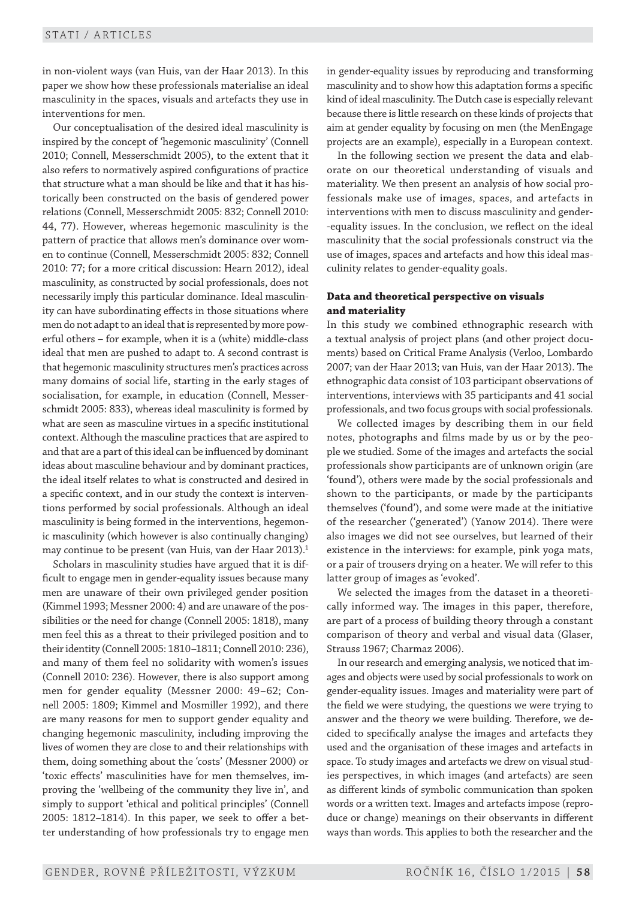in non-violent ways (van Huis, van der Haar 2013). In this paper we show how these professionals materialise an ideal masculinity in the spaces, visuals and artefacts they use in interventions for men.

Our conceptualisation of the desired ideal masculinity is inspired by the concept of 'hegemonic masculinity' (Connell 2010; Connell, Messerschmidt 2005), to the extent that it also refers to normatively aspired configurations of practice that structure what a man should be like and that it has historically been constructed on the basis of gendered power relations (Connell, Messerschmidt 2005: 832; Connell 2010: 44, 77). However, whereas hegemonic masculinity is the pattern of practice that allows men's dominance over women to continue (Connell, Messerschmidt 2005: 832; Connell 2010: 77; for a more critical discussion: Hearn 2012), ideal masculinity, as constructed by social professionals, does not necessarily imply this particular dominance. Ideal masculinity can have subordinating effects in those situations where men do not adapt to an ideal that is represented by more powerful others – for example, when it is a (white) middle-class ideal that men are pushed to adapt to. A second contrast is that hegemonic masculinity structures men's practices across many domains of social life, starting in the early stages of socialisation, for example, in education (Connell, Messerschmidt 2005: 833), whereas ideal masculinity is formed by what are seen as masculine virtues in a specific institutional context. Although the masculine practices that are aspired to and that are a part of this ideal can be influenced by dominant ideas about masculine behaviour and by dominant practices, the ideal itself relates to what is constructed and desired in a specific context, and in our study the context is interventions performed by social professionals. Although an ideal masculinity is being formed in the interventions, hegemonic masculinity (which however is also continually changing) may continue to be present (van Huis, van der Haar 2013).[1]

Scholars in masculinity studies have argued that it is difficult to engage men in gender-equality issues because many men are unaware of their own privileged gender position (Kimmel 1993; Messner 2000: 4) and are unaware of the possibilities or the need for change (Connell 2005: 1818), many men feel this as a threat to their privileged position and to their identity (Connell 2005: 1810–1811; Connell 2010: 236), and many of them feel no solidarity with women's issues (Connell 2010: 236). However, there is also support among men for gender equality (Messner 2000: 49–62; Connell 2005: 1809; Kimmel and Mosmiller 1992), and there are many reasons for men to support gender equality and changing hegemonic masculinity, including improving the lives of women they are close to and their relationships with them, doing something about the 'costs' (Messner 2000) or 'toxic effects' masculinities have for men themselves, improving the 'wellbeing of the community they live in', and simply to support 'ethical and political principles' (Connell 2005: 1812–1814). In this paper, we seek to offer a better understanding of how professionals try to engage men in gender-equality issues by reproducing and transforming masculinity and to show how this adaptation forms a specific kind of ideal masculinity. The Dutch case is especially relevant because there is little research on these kinds of projects that aim at gender equality by focusing on men (the MenEngage projects are an example), especially in a European context.

In the following section we present the data and elaborate on our theoretical understanding of visuals and materiality. We then present an analysis of how social professionals make use of images, spaces, and artefacts in interventions with men to discuss masculinity and gender-equality issues. In the conclusion, we reflect on the ideal masculinity that the social professionals construct via the use of images, spaces and artefacts and how this ideal masculinity relates to gender-equality goals.

### Data and theoretical perspective on visuals and materiality

In this study we combined ethnographic research with a textual analysis of project plans (and other project documents) based on Critical Frame Analysis (Verloo, Lombardo 2007; van der Haar 2013; van Huis, van der Haar 2013). The ethnographic data consist of 103 participant observations of interventions, interviews with 35 participants and 41 social professionals, and two focus groups with social professionals.

We collected images by describing them in our field notes, photographs and films made by us or by the people we studied. Some of the images and artefacts the social professionals show participants are of unknown origin (are 'found'), others were made by the social professionals and shown to the participants, or made by the participants themselves ('found'), and some were made at the initiative of the researcher ('generated') (Yanow 2014). There were also images we did not see ourselves, but learned of their existence in the interviews: for example, pink yoga mats, or a pair of trousers drying on a heater. We will refer to this latter group of images as 'evoked'.

We selected the images from the dataset in a theoretically informed way. The images in this paper, therefore, are part of a process of building theory through a constant comparison of theory and verbal and visual data (Glaser, Strauss 1967; Charmaz 2006).

In our research and emerging analysis, we noticed that images and objects were used by social professionals to work on gender-equality issues. Images and materiality were part of the field we were studying, the questions we were trying to answer and the theory we were building. Therefore, we decided to specifically analyse the images and artefacts they used and the organisation of these images and artefacts in space. To study images and artefacts we drew on visual studies perspectives, in which images (and artefacts) are seen as different kinds of symbolic communication than spoken words or a written text. Images and artefacts impose (reproduce or change) meanings on their observants in different ways than words. This applies to both the researcher and the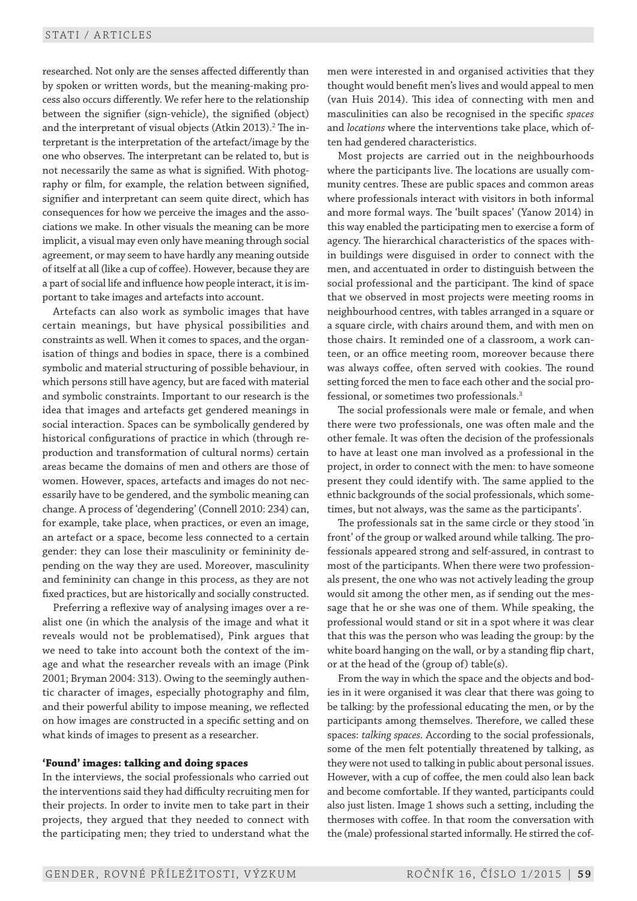researched. Not only are the senses affected differently than by spoken or written words, but the meaning-making process also occurs differently. We refer here to the relationship between the signifier (sign-vehicle), the signified (object) and the interpretant of visual objects (Atkin 2013).[2] The interpretant is the interpretation of the artefact/image by the one who observes. The interpretant can be related to, but is not necessarily the same as what is signified. With photography or film, for example, the relation between signified, signifier and interpretant can seem quite direct, which has consequences for how we perceive the images and the associations we make. In other visuals the meaning can be more implicit, a visual may even only have meaning through social agreement, or may seem to have hardly any meaning outside of itself at all (like a cup of coffee). However, because they are a part of social life and influence how people interact, it is important to take images and artefacts into account.

Artefacts can also work as symbolic images that have certain meanings, but have physical possibilities and constraints as well. When it comes to spaces, and the organisation of things and bodies in space, there is a combined symbolic and material structuring of possible behaviour, in which persons still have agency, but are faced with material and symbolic constraints. Important to our research is the idea that images and artefacts get gendered meanings in social interaction. Spaces can be symbolically gendered by historical configurations of practice in which (through reproduction and transformation of cultural norms) certain areas became the domains of men and others are those of women. However, spaces, artefacts and images do not necessarily have to be gendered, and the symbolic meaning can change. A process of 'degendering' (Connell 2010: 234) can, for example, take place, when practices, or even an image, an artefact or a space, become less connected to a certain gender: they can lose their masculinity or femininity depending on the way they are used. Moreover, masculinity and femininity can change in this process, as they are not fixed practices, but are historically and socially constructed.

Preferring a reflexive way of analysing images over a realist one (in which the analysis of the image and what it reveals would not be problematised), Pink argues that we need to take into account both the context of the image and what the researcher reveals with an image (Pink 2001; Bryman 2004: 313). Owing to the seemingly authentic character of images, especially photography and film, and their powerful ability to impose meaning, we reflected on how images are constructed in a specific setting and on what kinds of images to present as a researcher.

### 'Found' images: talking and doing spaces

In the interviews, the social professionals who carried out the interventions said they had difficulty recruiting men for their projects. In order to invite men to take part in their projects, they argued that they needed to connect with the participating men; they tried to understand what the men were interested in and organised activities that they thought would benefit men's lives and would appeal to men (van Huis 2014). This idea of connecting with men and masculinities can also be recognised in the specific *spaces* and *locations* where the interventions take place, which often had gendered characteristics.

Most projects are carried out in the neighbourhoods where the participants live. The locations are usually community centres. These are public spaces and common areas where professionals interact with visitors in both informal and more formal ways. The 'built spaces' (Yanow 2014) in this way enabled the participating men to exercise a form of agency. The hierarchical characteristics of the spaces within buildings were disguised in order to connect with the men, and accentuated in order to distinguish between the social professional and the participant. The kind of space that we observed in most projects were meeting rooms in neighbourhood centres, with tables arranged in a square or a square circle, with chairs around them, and with men on those chairs. It reminded one of a classroom, a work canteen, or an office meeting room, moreover because there was always coffee, often served with cookies. The round setting forced the men to face each other and the social professional, or sometimes two professionals.[3]

The social professionals were male or female, and when there were two professionals, one was often male and the other female. It was often the decision of the professionals to have at least one man involved as a professional in the project, in order to connect with the men: to have someone present they could identify with. The same applied to the ethnic backgrounds of the social professionals, which sometimes, but not always, was the same as the participants'.

The professionals sat in the same circle or they stood 'in front' of the group or walked around while talking. The professionals appeared strong and self-assured, in contrast to most of the participants. When there were two professionals present, the one who was not actively leading the group would sit among the other men, as if sending out the message that he or she was one of them. While speaking, the professional would stand or sit in a spot where it was clear that this was the person who was leading the group: by the white board hanging on the wall, or by a standing flip chart, or at the head of the (group of) table(s).

From the way in which the space and the objects and bodies in it were organised it was clear that there was going to be talking: by the professional educating the men, or by the participants among themselves. Therefore, we called these spaces: *talking spaces.* According to the social professionals, some of the men felt potentially threatened by talking, as they were not used to talking in public about personal issues. However, with a cup of coffee, the men could also lean back and become comfortable. If they wanted, participants could also just listen. Image 1 shows such a setting, including the thermoses with coffee. In that room the conversation with the (male) professional started informally. He stirred the cof-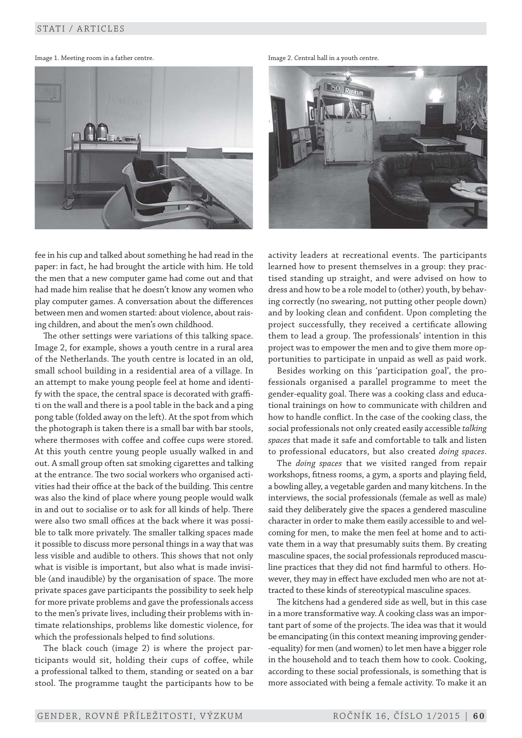Image 1. Meeting room in a father centre.

Image 2. Central hall in a youth centre.

fee in his cup and talked about something he had read in the paper: in fact, he had brought the article with him. He told the men that a new computer game had come out and that had made him realise that he doesn't know any women who play computer games. A conversation about the differences between men and women started: about violence, about raising children, and about the men's own childhood.

The other settings were variations of this talking space. Image 2, for example, shows a youth centre in a rural area of the Netherlands. The youth centre is located in an old, small school building in a residential area of a village. In an attempt to make young people feel at home and identify with the space, the central space is decorated with graffiti on the wall and there is a pool table in the back and a ping pong table (folded away on the left). At the spot from which the photograph is taken there is a small bar with bar stools, where thermoses with coffee and coffee cups were stored. At this youth centre young people usually walked in and out. A small group often sat smoking cigarettes and talking at the entrance. The two social workers who organised activities had their office at the back of the building. This centre was also the kind of place where young people would walk in and out to socialise or to ask for all kinds of help. There were also two small offices at the back where it was possible to talk more privately. The smaller talking spaces made it possible to discuss more personal things in a way that was less visible and audible to others. This shows that not only what is visible is important, but also what is made invisible (and inaudible) by the organisation of space. The more private spaces gave participants the possibility to seek help for more private problems and gave the professionals access to the men's private lives, including their problems with intimate relationships, problems like domestic violence, for which the professionals helped to find solutions.

The black couch (image 2) is where the project participants would sit, holding their cups of coffee, while a professional talked to them, standing or seated on a bar stool. The programme taught the participants how to be activity leaders at recreational events. The participants learned how to present themselves in a group: they practised standing up straight, and were advised on how to dress and how to be a role model to (other) youth, by behaving correctly (no swearing, not putting other people down) and by looking clean and confident. Upon completing the project successfully, they received a certificate allowing them to lead a group. The professionals' intention in this project was to empower the men and to give them more opportunities to participate in unpaid as well as paid work.

Besides working on this 'participation goal', the professionals organised a parallel programme to meet the gender-equality goal. There was a cooking class and educational trainings on how to communicate with children and how to handle conflict. In the case of the cooking class, the social professionals not only created easily accessible *talking spaces* that made it safe and comfortable to talk and listen to professional educators, but also created *doing spaces*.

The *doing spaces* that we visited ranged from repair workshops, fitness rooms, a gym, a sports and playing field, a bowling alley, a vegetable garden and many kitchens. In the interviews, the social professionals (female as well as male) said they deliberately give the spaces a gendered masculine character in order to make them easily accessible to and welcoming for men, to make the men feel at home and to activate them in a way that presumably suits them. By creating masculine spaces, the social professionals reproduced masculine practices that they did not find harmful to others. However, they may in effect have excluded men who are not attracted to these kinds of stereotypical masculine spaces.

The kitchens had a gendered side as well, but in this case in a more transformative way. A cooking class was an important part of some of the projects. The idea was that it would be emancipating (in this context meaning improving gender-equality) for men (and women) to let men have a bigger role in the household and to teach them how to cook. Cooking, according to these social professionals, is something that is more associated with being a female activity. To make it an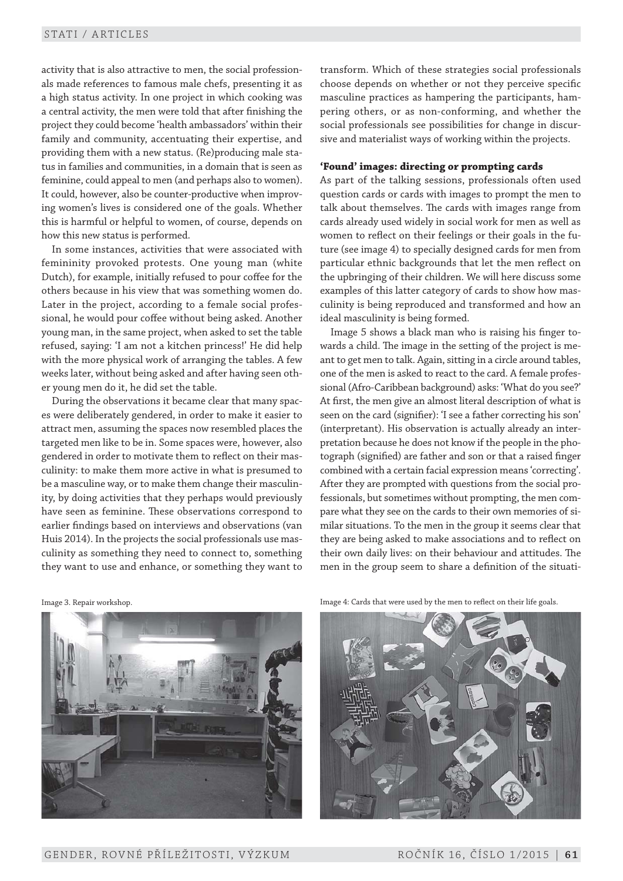activity that is also attractive to men, the social professionals made references to famous male chefs, presenting it as a high status activity. In one project in which cooking was a central activity, the men were told that after finishing the project they could become 'health ambassadors' within their family and community, accentuating their expertise, and providing them with a new status. (Re)producing male status in families and communities, in a domain that is seen as feminine, could appeal to men (and perhaps also to women). It could, however, also be counter-productive when improving women's lives is considered one of the goals. Whether this is harmful or helpful to women, of course, depends on how this new status is performed.

In some instances, activities that were associated with femininity provoked protests. One young man (white Dutch), for example, initially refused to pour coffee for the others because in his view that was something women do. Later in the project, according to a female social professional, he would pour coffee without being asked. Another young man, in the same project, when asked to set the table refused, saying: 'I am not a kitchen princess!' He did help with the more physical work of arranging the tables. A few weeks later, without being asked and after having seen other young men do it, he did set the table.

During the observations it became clear that many spaces were deliberately gendered, in order to make it easier to attract men, assuming the spaces now resembled places the targeted men like to be in. Some spaces were, however, also gendered in order to motivate them to reflect on their masculinity: to make them more active in what is presumed to be a masculine way, or to make them change their masculinity, by doing activities that they perhaps would previously have seen as feminine. These observations correspond to earlier findings based on interviews and observations (van Huis 2014). In the projects the social professionals use masculinity as something they need to connect to, something they want to use and enhance, or something they want to transform. Which of these strategies social professionals choose depends on whether or not they perceive specific masculine practices as hampering the participants, hampering others, or as non-conforming, and whether the social professionals see possibilities for change in discursive and materialist ways of working within the projects.

**'Found' images: directing or prompting cards**

As part of the talking sessions, professionals often used question cards or cards with images to prompt the men to talk about themselves. The cards with images range from cards already used widely in social work for men as well as women to reflect on their feelings or their goals in the future (see image 4) to specially designed cards for men from particular ethnic backgrounds that let the men reflect on the upbringing of their children. We will here discuss some examples of this latter category of cards to show how masculinity is being reproduced and transformed and how an ideal masculinity is being formed.

Image 5 shows a black man who is raising his finger towards a child. The image in the setting of the project is meant to get men to talk. Again, sitting in a circle around tables, one of the men is asked to react to the card. A female professional (Afro-Caribbean background) asks: 'What do you see?' At first, the men give an almost literal description of what is seen on the card (signifier): 'I see a father correcting his son' (interpretant). His observation is actually already an interpretation because he does not know if the people in the photograph (signified) are father and son or that a raised finger combined with a certain facial expression means 'correcting'. After they are prompted with questions from the social professionals, but sometimes without prompting, the men compare what they see on the cards to their own memories of similar situations. To the men in the group it seems clear that they are being asked to make associations and to reflect on their own daily lives: on their behaviour and attitudes. The men in the group seem to share a definition of the situati-

Image 3. Repair workshop.

Image 4: Cards that were used by the men to reflect on their life goals.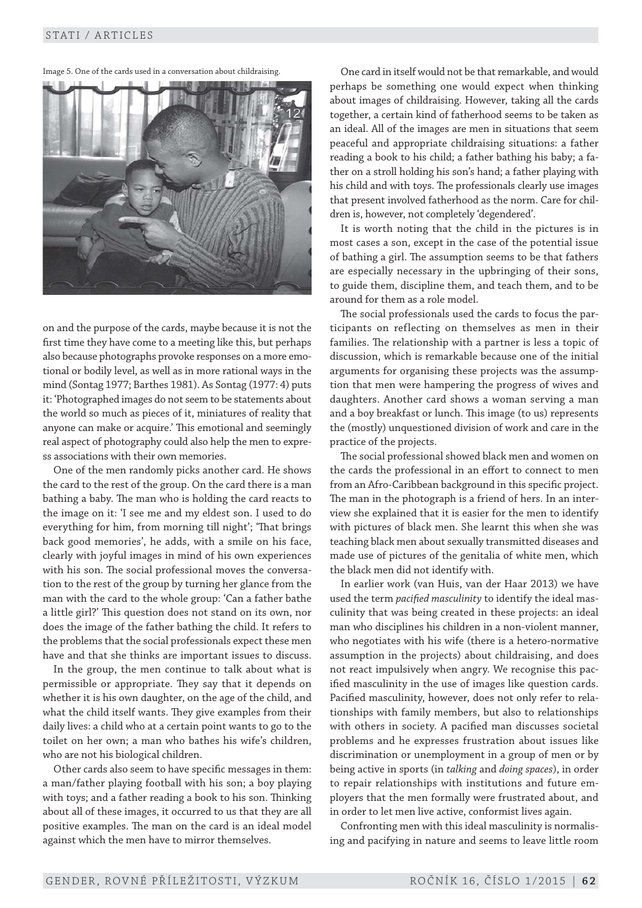Image 5. One of the cards used in a conversation about childraising.

on and the purpose of the cards, maybe because it is not the first time they have come to a meeting like this, but perhaps also because photographs provoke responses on a more emotional or bodily level, as well as in more rational ways in the mind (Sontag 1977; Barthes 1981). As Sontag (1977: 4) puts it: 'Photographed images do not seem to be statements about the world so much as pieces of it, miniatures of reality that anyone can make or acquire.' This emotional and seemingly real aspect of photography could also help the men to express associations with their own memories.

One of the men randomly picks another card. He shows the card to the rest of the group. On the card there is a man bathing a baby. The man who is holding the card reacts to the image on it: 'I see me and my eldest son. I used to do everything for him, from morning till night'; 'That brings back good memories', he adds, with a smile on his face, clearly with joyful images in mind of his own experiences with his son. The social professional moves the conversation to the rest of the group by turning her glance from the man with the card to the whole group: 'Can a father bathe a little girl?' This question does not stand on its own, nor does the image of the father bathing the child. It refers to the problems that the social professionals expect these men have and that she thinks are important issues to discuss.

In the group, the men continue to talk about what is permissible or appropriate. They say that it depends on whether it is his own daughter, on the age of the child, and what the child itself wants. They give examples from their daily lives: a child who at a certain point wants to go to the toilet on her own; a man who bathes his wife's children, who are not his biological children.

Other cards also seem to have specific messages in them: a man/father playing football with his son; a boy playing with toys; and a father reading a book to his son. Thinking about all of these images, it occurred to us that they are all positive examples. The man on the card is an ideal model against which the men have to mirror themselves.

One card in itself would not be that remarkable, and would perhaps be something one would expect when thinking about images of childraising. However, taking all the cards together, a certain kind of fatherhood seems to be taken as an ideal. All of the images are men in situations that seem peaceful and appropriate childraising situations: a father reading a book to his child; a father bathing his baby; a father on a stroll holding his son's hand; a father playing with his child and with toys. The professionals clearly use images that present involved fatherhood as the norm. Care for children is, however, not completely 'degendered'.

It is worth noting that the child in the pictures is in most cases a son, except in the case of the potential issue of bathing a girl. The assumption seems to be that fathers are especially necessary in the upbringing of their sons, to guide them, discipline them, and teach them, and to be around for them as a role model.

The social professionals used the cards to focus the participants on reflecting on themselves as men in their families. The relationship with a partner is less a topic of discussion, which is remarkable because one of the initial arguments for organising these projects was the assumption that men were hampering the progress of wives and daughters. Another card shows a woman serving a man and a boy breakfast or lunch. This image (to us) represents the (mostly) unquestioned division of work and care in the practice of the projects.

The social professional showed black men and women on the cards the professional in an effort to connect to men from an Afro-Caribbean background in this specific project. The man in the photograph is a friend of hers. In an interview she explained that it is easier for the men to identify with pictures of black men. She learnt this when she was teaching black men about sexually transmitted diseases and made use of pictures of the genitalia of white men, which the black men did not identify with.

In earlier work (van Huis, van der Haar 2013) we have used the term *pacified masculinity* to identify the ideal masculinity that was being created in these projects: an ideal man who disciplines his children in a non-violent manner, who negotiates with his wife (there is a hetero-normative assumption in the projects) about childraising, and does not react impulsively when angry. We recognise this pacified masculinity in the use of images like question cards. Pacified masculinity, however, does not only refer to relationships with family members, but also to relationships with others in society. A pacified man discusses societal problems and he expresses frustration about issues like discrimination or unemployment in a group of men or by being active in sports (in *talking* and *doing spaces*), in order to repair relationships with institutions and future employers that the men formally were frustrated about, and in order to let men live active, conformist lives again.

Confronting men with this ideal masculinity is normalising and pacifying in nature and seems to leave little room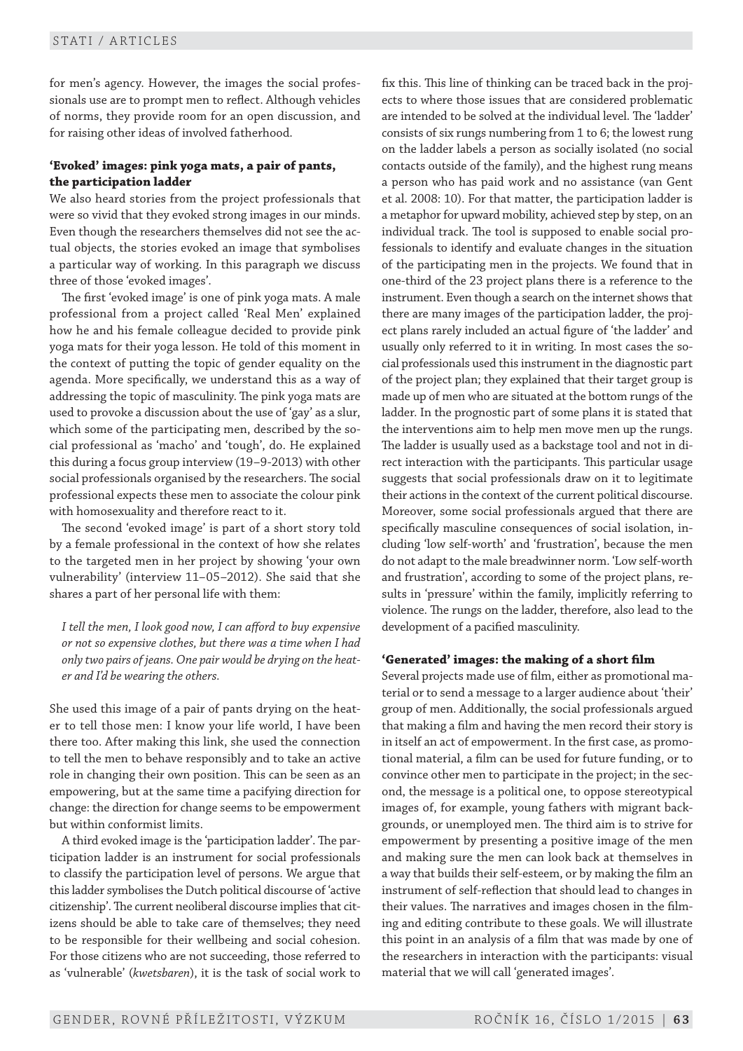for men's agency. However, the images the social professionals use are to prompt men to reflect. Although vehicles of norms, they provide room for an open discussion, and for raising other ideas of involved fatherhood.

### 'Evoked' images: pink yoga mats, a pair of pants, the participation ladder

We also heard stories from the project professionals that were so vivid that they evoked strong images in our minds. Even though the researchers themselves did not see the actual objects, the stories evoked an image that symbolises a particular way of working. In this paragraph we discuss three of those 'evoked images'.

The first 'evoked image' is one of pink yoga mats. A male professional from a project called 'Real Men' explained how he and his female colleague decided to provide pink yoga mats for their yoga lesson. He told of this moment in the context of putting the topic of gender equality on the agenda. More specifically, we understand this as a way of addressing the topic of masculinity. The pink yoga mats are used to provoke a discussion about the use of 'gay' as a slur, which some of the participating men, described by the social professional as 'macho' and 'tough', do. He explained this during a focus group interview (19–9-2013) with other social professionals organised by the researchers. The social professional expects these men to associate the colour pink with homosexuality and therefore react to it.

The second 'evoked image' is part of a short story told by a female professional in the context of how she relates to the targeted men in her project by showing 'your own vulnerability' (interview 11–05–2012). She said that she shares a part of her personal life with them:

*I tell the men, I look good now, I can afford to buy expensive or not so expensive clothes, but there was a time when I had only two pairs of jeans. One pair would be drying on the heater and I'd be wearing the others.*

She used this image of a pair of pants drying on the heater to tell those men: I know your life world, I have been there too. After making this link, she used the connection to tell the men to behave responsibly and to take an active role in changing their own position. This can be seen as an empowering, but at the same time a pacifying direction for change: the direction for change seems to be empowerment but within conformist limits.

A third evoked image is the 'participation ladder'. The participation ladder is an instrument for social professionals to classify the participation level of persons. We argue that this ladder symbolises the Dutch political discourse of 'active citizenship'. The current neoliberal discourse implies that citizens should be able to take care of themselves; they need to be responsible for their wellbeing and social cohesion. For those citizens who are not succeeding, those referred to as 'vulnerable' (*kwetsbaren*), it is the task of social work to fix this. This line of thinking can be traced back in the projects to where those issues that are considered problematic are intended to be solved at the individual level. The 'ladder' consists of six rungs numbering from 1 to 6; the lowest rung on the ladder labels a person as socially isolated (no social contacts outside of the family), and the highest rung means a person who has paid work and no assistance (van Gent et al. 2008: 10). For that matter, the participation ladder is a metaphor for upward mobility, achieved step by step, on an individual track. The tool is supposed to enable social professionals to identify and evaluate changes in the situation of the participating men in the projects. We found that in one-third of the 23 project plans there is a reference to the instrument. Even though a search on the internet shows that there are many images of the participation ladder, the project plans rarely included an actual figure of 'the ladder' and usually only referred to it in writing. In most cases the social professionals used this instrument in the diagnostic part of the project plan; they explained that their target group is made up of men who are situated at the bottom rungs of the ladder. In the prognostic part of some plans it is stated that the interventions aim to help men move men up the rungs. The ladder is usually used as a backstage tool and not in direct interaction with the participants. This particular usage suggests that social professionals draw on it to legitimate their actions in the context of the current political discourse. Moreover, some social professionals argued that there are specifically masculine consequences of social isolation, including 'low self-worth' and 'frustration', because the men do not adapt to the male breadwinner norm. 'Low self-worth and frustration', according to some of the project plans, results in 'pressure' within the family, implicitly referring to violence. The rungs on the ladder, therefore, also lead to the development of a pacified masculinity.

### 'Generated' images: the making of a short film

Several projects made use of film, either as promotional material or to send a message to a larger audience about 'their' group of men. Additionally, the social professionals argued that making a film and having the men record their story is in itself an act of empowerment. In the first case, as promotional material, a film can be used for future funding, or to convince other men to participate in the project; in the second, the message is a political one, to oppose stereotypical images of, for example, young fathers with migrant backgrounds, or unemployed men. The third aim is to strive for empowerment by presenting a positive image of the men and making sure the men can look back at themselves in a way that builds their self-esteem, or by making the film an instrument of self-reflection that should lead to changes in their values. The narratives and images chosen in the filming and editing contribute to these goals. We will illustrate this point in an analysis of a film that was made by one of the researchers in interaction with the participants: visual material that we will call 'generated images'.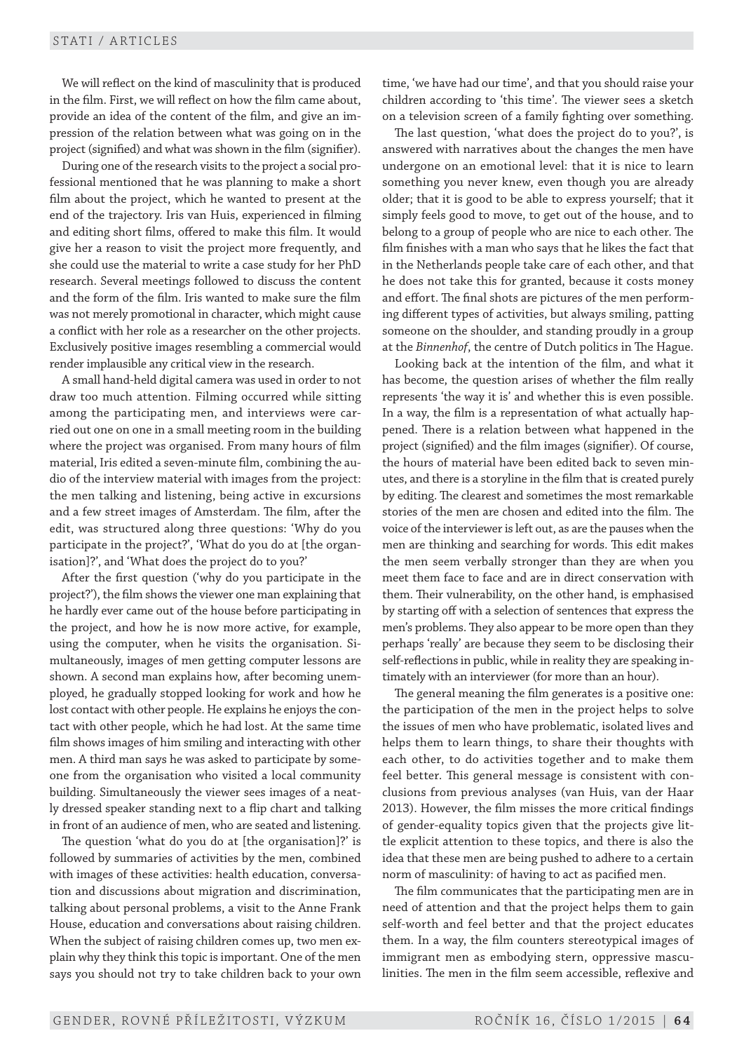We will reflect on the kind of masculinity that is produced in the film. First, we will reflect on how the film came about, provide an idea of the content of the film, and give an impression of the relation between what was going on in the project (signified) and what was shown in the film (signifier).

During one of the research visits to the project a social professional mentioned that he was planning to make a short film about the project, which he wanted to present at the end of the trajectory. Iris van Huis, experienced in filming and editing short films, offered to make this film. It would give her a reason to visit the project more frequently, and she could use the material to write a case study for her PhD research. Several meetings followed to discuss the content and the form of the film. Iris wanted to make sure the film was not merely promotional in character, which might cause a conflict with her role as a researcher on the other projects. Exclusively positive images resembling a commercial would render implausible any critical view in the research.

A small hand-held digital camera was used in order to not draw too much attention. Filming occurred while sitting among the participating men, and interviews were carried out one on one in a small meeting room in the building where the project was organised. From many hours of film material, Iris edited a seven-minute film, combining the audio of the interview material with images from the project: the men talking and listening, being active in excursions and a few street images of Amsterdam. The film, after the edit, was structured along three questions: 'Why do you participate in the project?', 'What do you do at [the organisation]?', and 'What does the project do to you?'

After the first question ('why do you participate in the project?'), the film shows the viewer one man explaining that he hardly ever came out of the house before participating in the project, and how he is now more active, for example, using the computer, when he visits the organisation. Simultaneously, images of men getting computer lessons are shown. A second man explains how, after becoming unemployed, he gradually stopped looking for work and how he lost contact with other people. He explains he enjoys the contact with other people, which he had lost. At the same time film shows images of him smiling and interacting with other men. A third man says he was asked to participate by someone from the organisation who visited a local community building. Simultaneously the viewer sees images of a neatly dressed speaker standing next to a flip chart and talking in front of an audience of men, who are seated and listening.

The question 'what do you do at [the organisation]?' is followed by summaries of activities by the men, combined with images of these activities: health education, conversation and discussions about migration and discrimination, talking about personal problems, a visit to the Anne Frank House, education and conversations about raising children. When the subject of raising children comes up, two men explain why they think this topic is important. One of the men says you should not try to take children back to your own time, 'we have had our time', and that you should raise your children according to 'this time'. The viewer sees a sketch on a television screen of a family fighting over something.

The last question, 'what does the project do to you?', is answered with narratives about the changes the men have undergone on an emotional level: that it is nice to learn something you never knew, even though you are already older; that it is good to be able to express yourself; that it simply feels good to move, to get out of the house, and to belong to a group of people who are nice to each other. The film finishes with a man who says that he likes the fact that in the Netherlands people take care of each other, and that he does not take this for granted, because it costs money and effort. The final shots are pictures of the men performing different types of activities, but always smiling, patting someone on the shoulder, and standing proudly in a group at the *Binnenhof*, the centre of Dutch politics in The Hague.

Looking back at the intention of the film, and what it has become, the question arises of whether the film really represents 'the way it is' and whether this is even possible. In a way, the film is a representation of what actually happened. There is a relation between what happened in the project (signified) and the film images (signifier). Of course, the hours of material have been edited back to seven minutes, and there is a storyline in the film that is created purely by editing. The clearest and sometimes the most remarkable stories of the men are chosen and edited into the film. The voice of the interviewer is left out, as are the pauses when the men are thinking and searching for words. This edit makes the men seem verbally stronger than they are when you meet them face to face and are in direct conservation with them. Their vulnerability, on the other hand, is emphasised by starting off with a selection of sentences that express the men's problems. They also appear to be more open than they perhaps 'really' are because they seem to be disclosing their self-reflections in public, while in reality they are speaking intimately with an interviewer (for more than an hour).

The general meaning the film generates is a positive one: the participation of the men in the project helps to solve the issues of men who have problematic, isolated lives and helps them to learn things, to share their thoughts with each other, to do activities together and to make them feel better. This general message is consistent with conclusions from previous analyses (van Huis, van der Haar 2013). However, the film misses the more critical findings of gender-equality topics given that the projects give little explicit attention to these topics, and there is also the idea that these men are being pushed to adhere to a certain norm of masculinity: of having to act as pacified men.

The film communicates that the participating men are in need of attention and that the project helps them to gain self-worth and feel better and that the project educates them. In a way, the film counters stereotypical images of immigrant men as embodying stern, oppressive masculinities. The men in the film seem accessible, reflexive and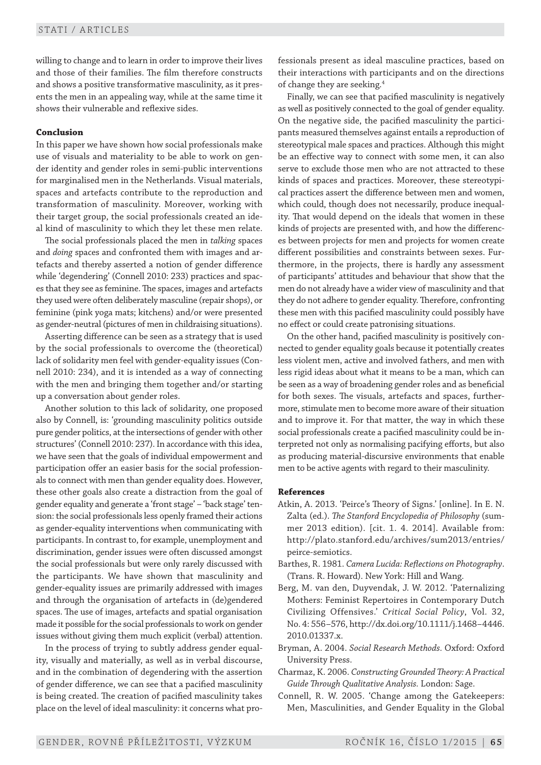willing to change and to learn in order to improve their lives and those of their families. The film therefore constructs and shows a positive transformative masculinity, as it presents the men in an appealing way, while at the same time it shows their vulnerable and reflexive sides.

### Conclusion

In this paper we have shown how social professionals make use of visuals and materiality to be able to work on gender identity and gender roles in semi-public interventions for marginalised men in the Netherlands. Visual materials, spaces and artefacts contribute to the reproduction and transformation of masculinity. Moreover, working with their target group, the social professionals created an ideal kind of masculinity to which they let these men relate.

The social professionals placed the men in *talking* spaces and *doing* spaces and confronted them with images and artefacts and thereby asserted a notion of gender difference while 'degendering' (Connell 2010: 233) practices and spaces that they see as feminine. The spaces, images and artefacts they used were often deliberately masculine (repair shops), or feminine (pink yoga mats; kitchens) and/or were presented as gender-neutral (pictures of men in childraising situations).

Asserting difference can be seen as a strategy that is used by the social professionals to overcome the (theoretical) lack of solidarity men feel with gender-equality issues (Connell 2010: 234), and it is intended as a way of connecting with the men and bringing them together and/or starting up a conversation about gender roles.

Another solution to this lack of solidarity, one proposed also by Connell, is: 'grounding masculinity politics outside pure gender politics, at the intersections of gender with other structures' (Connell 2010: 237). In accordance with this idea, we have seen that the goals of individual empowerment and participation offer an easier basis for the social professionals to connect with men than gender equality does. However, these other goals also create a distraction from the goal of gender equality and generate a 'front stage' – 'back stage' tension: the social professionals less openly framed their actions as gender-equality interventions when communicating with participants. In contrast to, for example, unemployment and discrimination, gender issues were often discussed amongst the social professionals but were only rarely discussed with the participants. We have shown that masculinity and gender-equality issues are primarily addressed with images and through the organisation of artefacts in (de)gendered spaces. The use of images, artefacts and spatial organisation made it possible for the social professionals to work on gender issues without giving them much explicit (verbal) attention.

In the process of trying to subtly address gender equality, visually and materially, as well as in verbal discourse, and in the combination of degendering with the assertion of gender difference, we can see that a pacified masculinity is being created. The creation of pacified masculinity takes place on the level of ideal masculinity: it concerns what professionals present as ideal masculine practices, based on their interactions with participants and on the directions of change they are seeking.[4]

Finally, we can see that pacified masculinity is negatively as well as positively connected to the goal of gender equality. On the negative side, the pacified masculinity the participants measured themselves against entails a reproduction of stereotypical male spaces and practices. Although this might be an effective way to connect with some men, it can also serve to exclude those men who are not attracted to these kinds of spaces and practices. Moreover, these stereotypical practices assert the difference between men and women, which could, though does not necessarily, produce inequality. That would depend on the ideals that women in these kinds of projects are presented with, and how the differences between projects for men and projects for women create different possibilities and constraints between sexes. Furthermore, in the projects, there is hardly any assessment of participants' attitudes and behaviour that show that the men do not already have a wider view of masculinity and that they do not adhere to gender equality. Therefore, confronting these men with this pacified masculinity could possibly have no effect or could create patronising situations.

On the other hand, pacified masculinity is positively connected to gender equality goals because it potentially creates less violent men, active and involved fathers, and men with less rigid ideas about what it means to be a man, which can be seen as a way of broadening gender roles and as beneficial for both sexes. The visuals, artefacts and spaces, furthermore, stimulate men to become more aware of their situation and to improve it. For that matter, the way in which these social professionals create a pacified masculinity could be interpreted not only as normalising pacifying efforts, but also as producing material-discursive environments that enable men to be active agents with regard to their masculinity.

### References

Atkin, A. 2013. 'Peirce's Theory of Signs.' [online]. In E. N. Zalta (ed.). *The Stanford Encyclopedia of Philosophy* (summer 2013 edition). [cit. 1. 4. 2014]. Available from: http://plato.stanford.edu/archives/sum2013/entries/peirce-semiotics.

Barthes, R. 1981. *Camera Lucida: Reflections on Photography*. (Trans. R. Howard). New York: Hill and Wang.

Berg, M. van den, Duyvendak, J. W. 2012. 'Paternalizing Mothers: Feminist Repertoires in Contemporary Dutch Civilizing Offensives.' *Critical Social Policy*, Vol. 32, No. 4: 556–576, http://dx.doi.org/10.1111/j.1468–4446.2010.01337.x.

Bryman, A. 2004. *Social Research Methods*. Oxford: Oxford University Press.

Charmaz, K. 2006. *Constructing Grounded Theory: A Practical Guide Through Qualitative Analysis*. London: Sage.

Connell, R. W. 2005. 'Change among the Gatekeepers: Men, Masculinities, and Gender Equality in the Global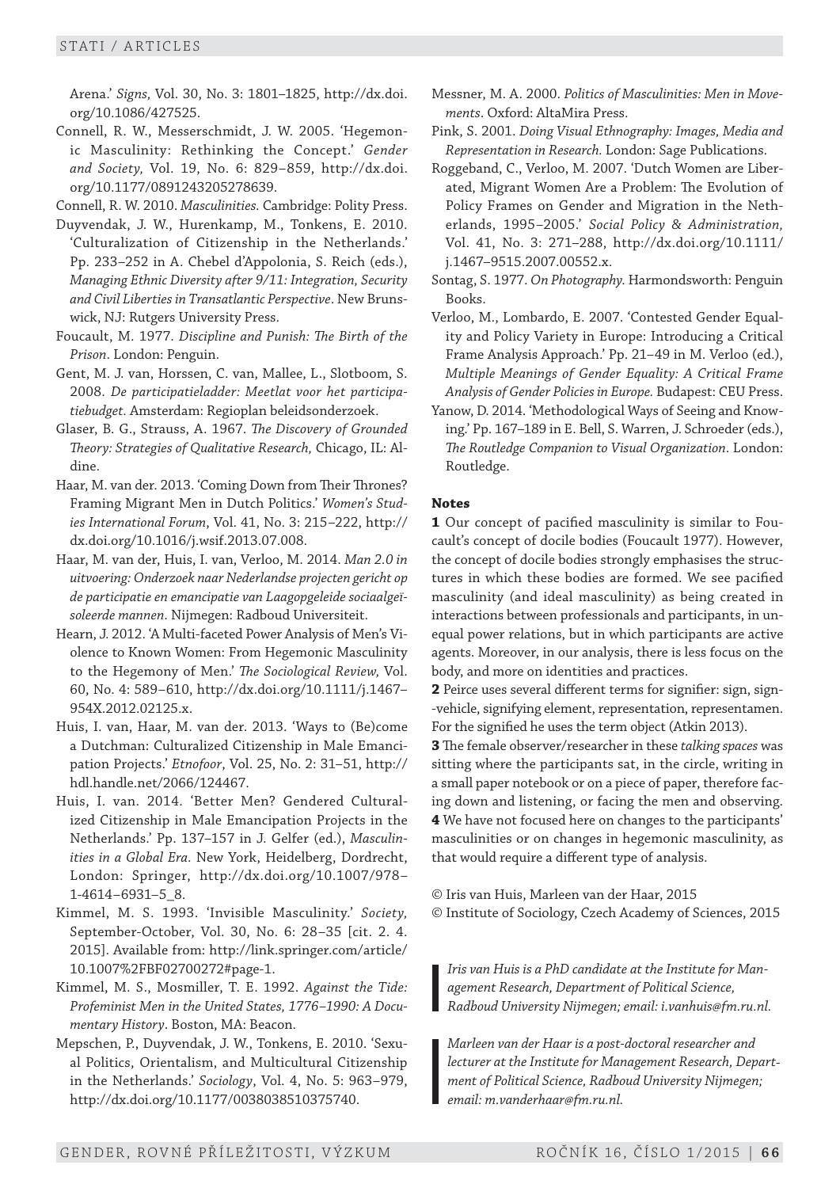Arena.' *Signs,* Vol. 30, No. 3: 1801–1825, http://dx.doi.org/10.1086/427525.

Connell, R. W., Messerschmidt, J. W. 2005. 'Hegemonic Masculinity: Rethinking the Concept.' *Gender and Society,* Vol. 19, No. 6: 829–859, http://dx.doi.org/10.1177/0891243205278639.

Connell, R. W. 2010. *Masculinities.* Cambridge: Polity Press.

Duyvendak, J. W., Hurenkamp, M., Tonkens, E. 2010. 'Culturalization of Citizenship in the Netherlands.' Pp. 233–252 in A. Chebel d'Appolonia, S. Reich (eds.), *Managing Ethnic Diversity after 9/11: Integration, Security and Civil Liberties in Transatlantic Perspective*. New Brunswick, NJ: Rutgers University Press.

Foucault, M. 1977. *Discipline and Punish: The Birth of the Prison*. London: Penguin.

Gent, M. J. van, Horssen, C. van, Mallee, L., Slotboom, S. 2008. *De participatieladder: Meetlat voor het participatiebudget*. Amsterdam: Regioplan beleidsonderzoek.

Glaser, B. G., Strauss, A. 1967. *The Discovery of Grounded Theory: Strategies of Qualitative Research,* Chicago, IL: Aldine.

Haar, M. van der. 2013. 'Coming Down from Their Thrones? Framing Migrant Men in Dutch Politics.' *Women's Studies International Forum*, Vol. 41, No. 3: 215–222, http://dx.doi.org/10.1016/j.wsif.2013.07.008.

Haar, M. van der, Huis, I. van, Verloo, M. 2014. *Man 2.0 in uitvoering: Onderzoek naar Nederlandse projecten gericht op de participatie en emancipatie van Laagopgeleide sociaalgeïsoleerde mannen*. Nijmegen: Radboud Universiteit.

Hearn, J. 2012. 'A Multi-faceted Power Analysis of Men's Violence to Known Women: From Hegemonic Masculinity to the Hegemony of Men.' *The Sociological Review,* Vol. 60, No. 4: 589–610, http://dx.doi.org/10.1111/j.1467–954X.2012.02125.x.

Huis, I. van, Haar, M. van der. 2013. 'Ways to (Be)come a Dutchman: Culturalized Citizenship in Male Emancipation Projects.' *Etnofoor*, Vol. 25, No. 2: 31–51, http://hdl.handle.net/2066/124467.

Huis, I. van. 2014. 'Better Men? Gendered Culturalized Citizenship in Male Emancipation Projects in the Netherlands.' Pp. 137–157 in J. Gelfer (ed.), *Masculinities in a Global Era*. New York, Heidelberg, Dordrecht, London: Springer, http://dx.doi.org/10.1007/978–1-4614–6931–5_8.

Kimmel, M. S. 1993. 'Invisible Masculinity.' *Society,* September-October, Vol. 30, No. 6: 28–35 [cit. 2. 4. 2015]. Available from: http://link.springer.com/article/10.1007%2FBF02700272#page-1.

Kimmel, M. S., Mosmiller, T. E. 1992. *Against the Tide: Profeminist Men in the United States, 1776–1990: A Documentary History*. Boston, MA: Beacon.

Mepschen, P., Duyvendak, J. W., Tonkens, E. 2010. 'Sexual Politics, Orientalism, and Multicultural Citizenship in the Netherlands.' *Sociology*, Vol. 4, No. 5: 963–979, http://dx.doi.org/10.1177/0038038510375740.

Messner, M. A. 2000. *Politics of Masculinities: Men in Movements*. Oxford: AltaMira Press.

Pink, S. 2001. *Doing Visual Ethnography: Images, Media and Representation in Research.* London: Sage Publications.

Roggeband, C., Verloo, M. 2007. 'Dutch Women are Liberated, Migrant Women Are a Problem: The Evolution of Policy Frames on Gender and Migration in the Netherlands, 1995–2005.' *Social Policy & Administration,* Vol. 41, No. 3: 271–288, http://dx.doi.org/10.1111/j.1467–9515.2007.00552.x.

Sontag, S. 1977. *On Photography.* Harmondsworth: Penguin Books.

Verloo, M., Lombardo, E. 2007. 'Contested Gender Equality and Policy Variety in Europe: Introducing a Critical Frame Analysis Approach.' Pp. 21–49 in M. Verloo (ed.), *Multiple Meanings of Gender Equality: A Critical Frame Analysis of Gender Policies in Europe.* Budapest: CEU Press.

Yanow, D. 2014. 'Methodological Ways of Seeing and Knowing.' Pp. 167–189 in E. Bell, S. Warren, J. Schroeder (eds.), *The Routledge Companion to Visual Organization*. London: Routledge.

## Notes

**1** Our concept of pacified masculinity is similar to Foucault's concept of docile bodies (Foucault 1977). However, the concept of docile bodies strongly emphasises the structures in which these bodies are formed. We see pacified masculinity (and ideal masculinity) as being created in interactions between professionals and participants, in unequal power relations, but in which participants are active agents. Moreover, in our analysis, there is less focus on the body, and more on identities and practices.

**2** Peirce uses several different terms for signifier: sign, sign-vehicle, signifying element, representation, representamen. For the signified he uses the term object (Atkin 2013).

**3** The female observer/researcher in these *talking spaces* was sitting where the participants sat, in the circle, writing in a small paper notebook or on a piece of paper, therefore facing down and listening, or facing the men and observing.

**4** We have not focused here on changes to the participants' masculinities or on changes in hegemonic masculinity, as that would require a different type of analysis.

© Iris van Huis, Marleen van der Haar, 2015
© Institute of Sociology, Czech Academy of Sciences, 2015

*Iris van Huis is a PhD candidate at the Institute for Management Research, Department of Political Science, Radboud University Nijmegen; email: i.vanhuis@fm.ru.nl.*

*Marleen van der Haar is a post-doctoral researcher and lecturer at the Institute for Management Research, Department of Political Science, Radboud University Nijmegen; email: m.vanderhaar@fm.ru.nl.*